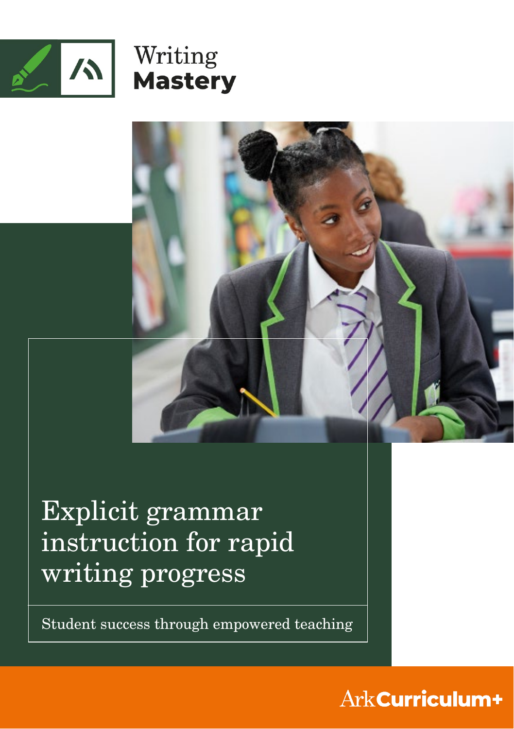Writing **Mastery**

# Explicit grammar instruction for rapid writing progress

Student success through empowered teaching

Ark **Curriculum+**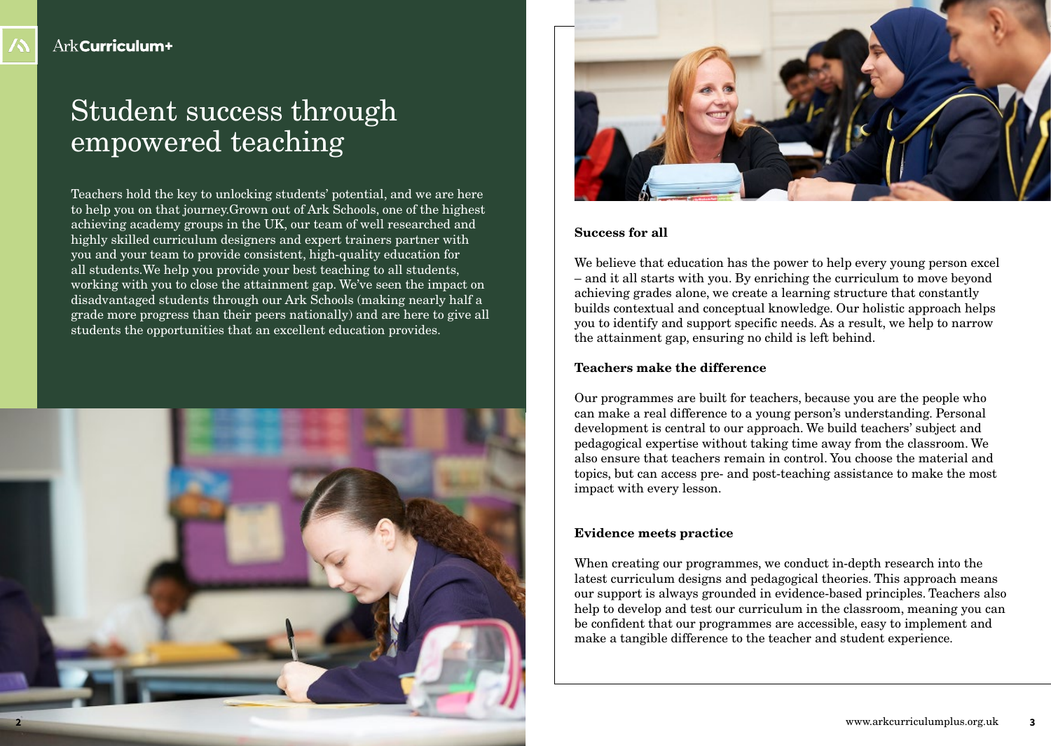# Student success through empowered teaching

Teachers hold the key to unlocking students' potential, and we are here to help you on that journey.Grown out of Ark Schools, one of the highest achieving academy groups in the UK, our team of well researched and highly skilled curriculum designers and expert trainers partner with you and your team to provide consistent, high-quality education for all students.We help you provide your best teaching to all students, working with you to close the attainment gap. We've seen the impact on disadvantaged students through our Ark Schools (making nearly half a grade more progress than their peers nationally) and are here to give all students the opportunities that an excellent education provides.

**Success for all**

We believe that education has the power to help every young person excel – and it all starts with you. By enriching the curriculum to move beyond achieving grades alone, we create a learning structure that constantly builds contextual and conceptual knowledge. Our holistic approach helps you to identify and support specific needs. As a result, we help to narrow the attainment gap, ensuring no child is left behind.

**Teachers make the difference**

Our programmes are built for teachers, because you are the people who can make a real difference to a young person's understanding. Personal development is central to our approach. We build teachers' subject and pedagogical expertise without taking time away from the classroom. We also ensure that teachers remain in control. You choose the material and topics, but can access pre- and post-teaching assistance to make the most impact with every lesson.

**Evidence meets practice**

When creating our programmes, we conduct in-depth research into the latest curriculum designs and pedagogical theories. This approach means our support is always grounded in evidence-based principles. Teachers also help to develop and test our curriculum in the classroom, meaning you can be confident that our programmes are accessible, easy to implement and make a tangible difference to the teacher and student experience.

www.arkcurriculumplus.org.uk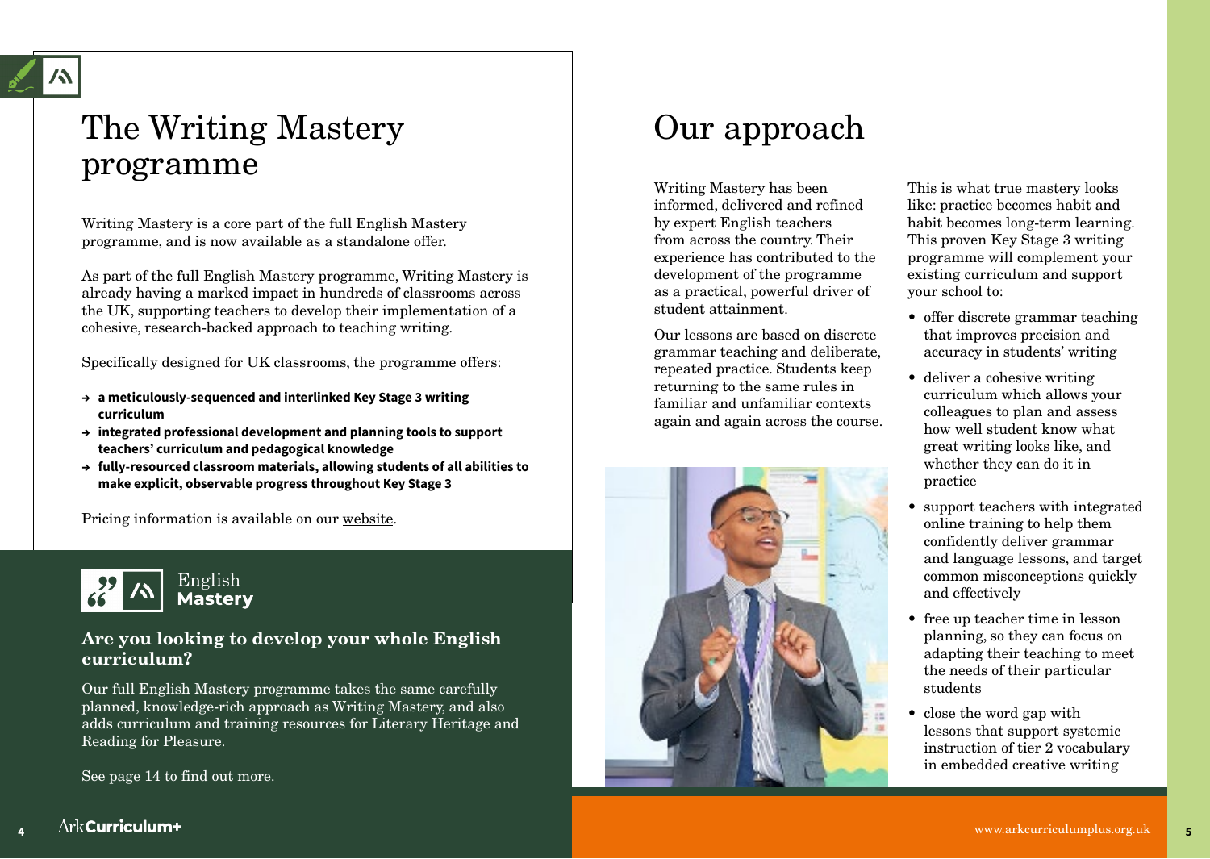# The Writing Mastery programme

Writing Mastery is a core part of the full English Mastery programme, and is now available as a standalone offer.

As part of the full English Mastery programme, Writing Mastery is already having a marked impact in hundreds of classrooms across the UK, supporting teachers to develop their implementation of a cohesive, research-backed approach to teaching writing.

Specifically designed for UK classrooms, the programme offers:

- **a meticulously-sequenced and interlinked Key Stage 3 writing curriculum**
- **integrated professional development and planning tools to support teachers' curriculum and pedagogical knowledge**
- **fully-resourced classroom materials, allowing students of all abilities to make explicit, observable progress throughout Key Stage 3**

Pricing information is available on our website.

English **Mastery**

### Are you looking to develop your whole English curriculum?

Our full English Mastery programme takes the same carefully planned, knowledge-rich approach as Writing Mastery, and also adds curriculum and training resources for Literary Heritage and Reading for Pleasure.

See page 14 to find out more.

# Our approach

Writing Mastery has been informed, delivered and refined by expert English teachers from across the country. Their experience has contributed to the development of the programme as a practical, powerful driver of student attainment.

Our lessons are based on discrete grammar teaching and deliberate, repeated practice. Students keep returning to the same rules in familiar and unfamiliar contexts again and again across the course.

This is what true mastery looks like: practice becomes habit and habit becomes long-term learning. This proven Key Stage 3 writing programme will complement your existing curriculum and support your school to:

- offer discrete grammar teaching that improves precision and accuracy in students' writing
- deliver a cohesive writing curriculum which allows your colleagues to plan and assess how well student know what great writing looks like, and whether they can do it in practice
- support teachers with integrated online training to help them confidently deliver grammar and language lessons, and target common misconceptions quickly and effectively
- free up teacher time in lesson planning, so they can focus on adapting their teaching to meet the needs of their particular students
- close the word gap with lessons that support systemic instruction of tier 2 vocabulary in embedded creative writing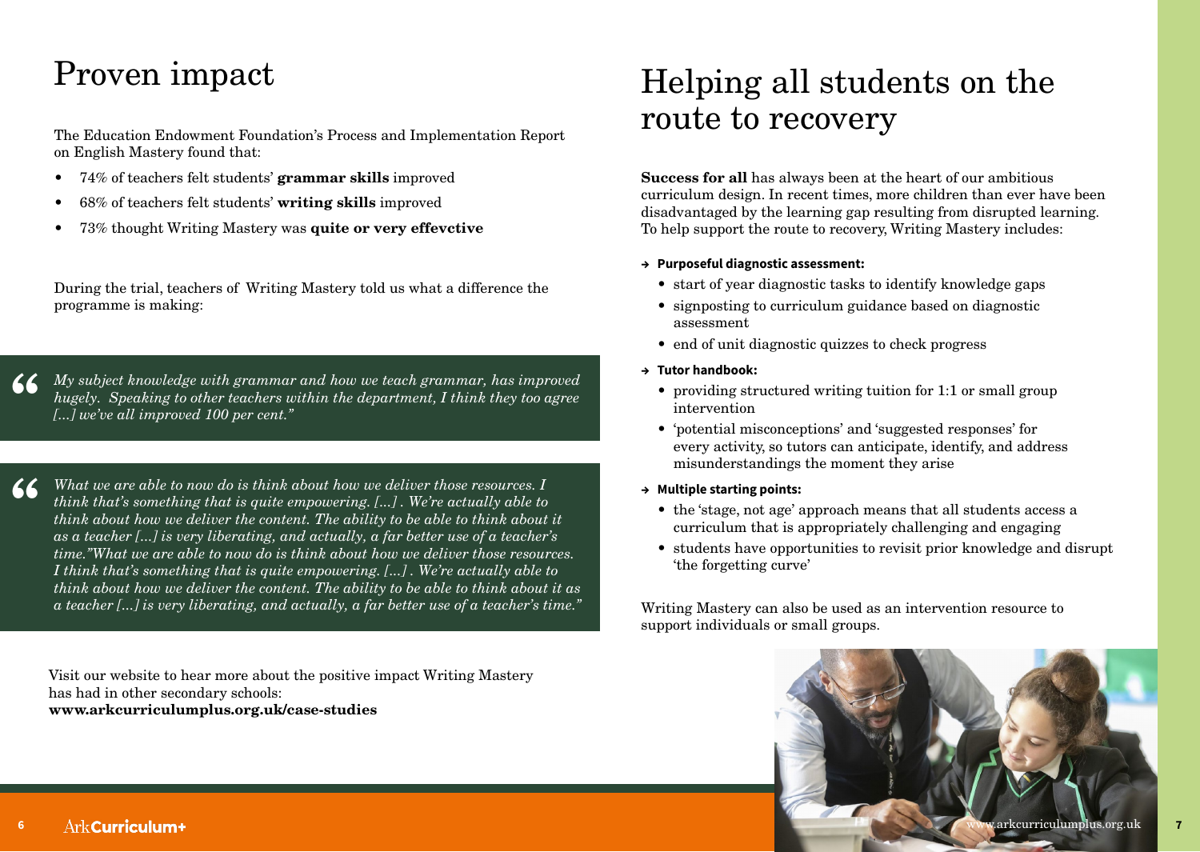# Proven impact

The Education Endowment Foundation's Process and Implementation Report on English Mastery found that:

- 74% of teachers felt students' **grammar skills** improved
- 68% of teachers felt students' **writing skills** improved
- 73% thought Writing Mastery was **quite or very effevctive**

During the trial, teachers of Writing Mastery told us what a difference the programme is making:

> *My subject knowledge with grammar and how we teach grammar, has improved hugely. Speaking to other teachers within the department, I think they too agree [...] we've all improved 100 per cent."*

> *What we are able to now do is think about how we deliver those resources. I think that's something that is quite empowering. [...] . We're actually able to think about how we deliver the content. The ability to be able to think about it as a teacher [...] is very liberating, and actually, a far better use of a teacher's time."What we are able to now do is think about how we deliver those resources. I think that's something that is quite empowering. [...] . We're actually able to think about how we deliver the content. The ability to be able to think about it as a teacher [...] is very liberating, and actually, a far better use of a teacher's time."*

Visit our website to hear more about the positive impact Writing Mastery has had in other secondary schools:
**www.arkcurriculumplus.org.uk/case-studies**

# Helping all students on the route to recovery

**Success for all** has always been at the heart of our ambitious curriculum design. In recent times, more children than ever have been disadvantaged by the learning gap resulting from disrupted learning. To help support the route to recovery, Writing Mastery includes:

**→ Purposeful diagnostic assessment:**

- start of year diagnostic tasks to identify knowledge gaps
- signposting to curriculum guidance based on diagnostic assessment
- end of unit diagnostic quizzes to check progress

**→ Tutor handbook:**

- providing structured writing tuition for 1:1 or small group intervention
- 'potential misconceptions' and 'suggested responses' for every activity, so tutors can anticipate, identify, and address misunderstandings the moment they arise

**→ Multiple starting points:**

- the 'stage, not age' approach means that all students access a curriculum that is appropriately challenging and engaging
- students have opportunities to revisit prior knowledge and disrupt 'the forgetting curve'

Writing Mastery can also be used as an intervention resource to support individuals or small groups.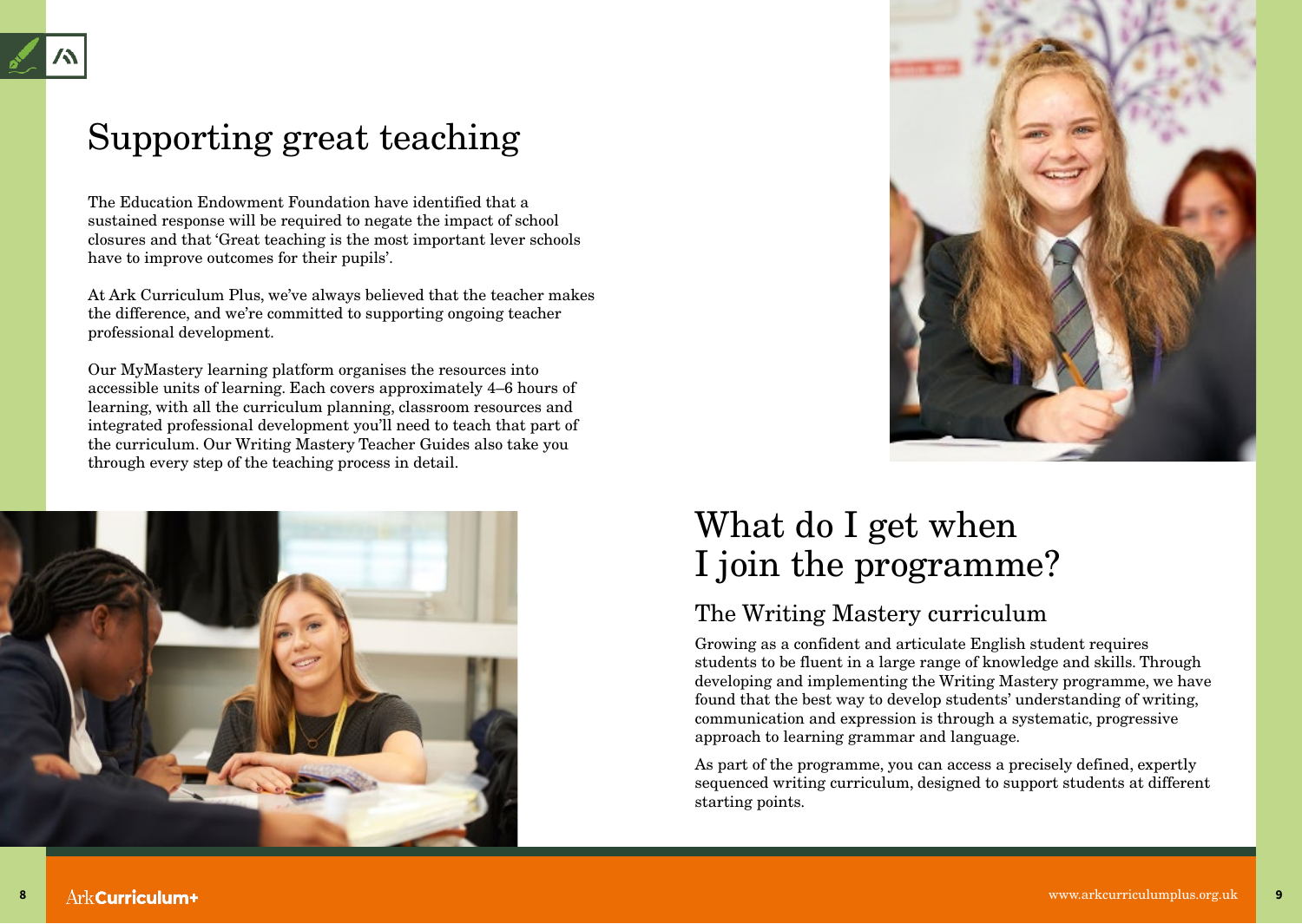# Supporting great teaching

The Education Endowment Foundation have identified that a sustained response will be required to negate the impact of school closures and that 'Great teaching is the most important lever schools have to improve outcomes for their pupils'.

At Ark Curriculum Plus, we've always believed that the teacher makes the difference, and we're committed to supporting ongoing teacher professional development.

Our MyMastery learning platform organises the resources into accessible units of learning. Each covers approximately 4–6 hours of learning, with all the curriculum planning, classroom resources and integrated professional development you'll need to teach that part of the curriculum. Our Writing Mastery Teacher Guides also take you through every step of the teaching process in detail.

# What do I get when I join the programme?

## The Writing Mastery curriculum

Growing as a confident and articulate English student requires students to be fluent in a large range of knowledge and skills. Through developing and implementing the Writing Mastery programme, we have found that the best way to develop students' understanding of writing, communication and expression is through a systematic, progressive approach to learning grammar and language.

As part of the programme, you can access a precisely defined, expertly sequenced writing curriculum, designed to support students at different starting points.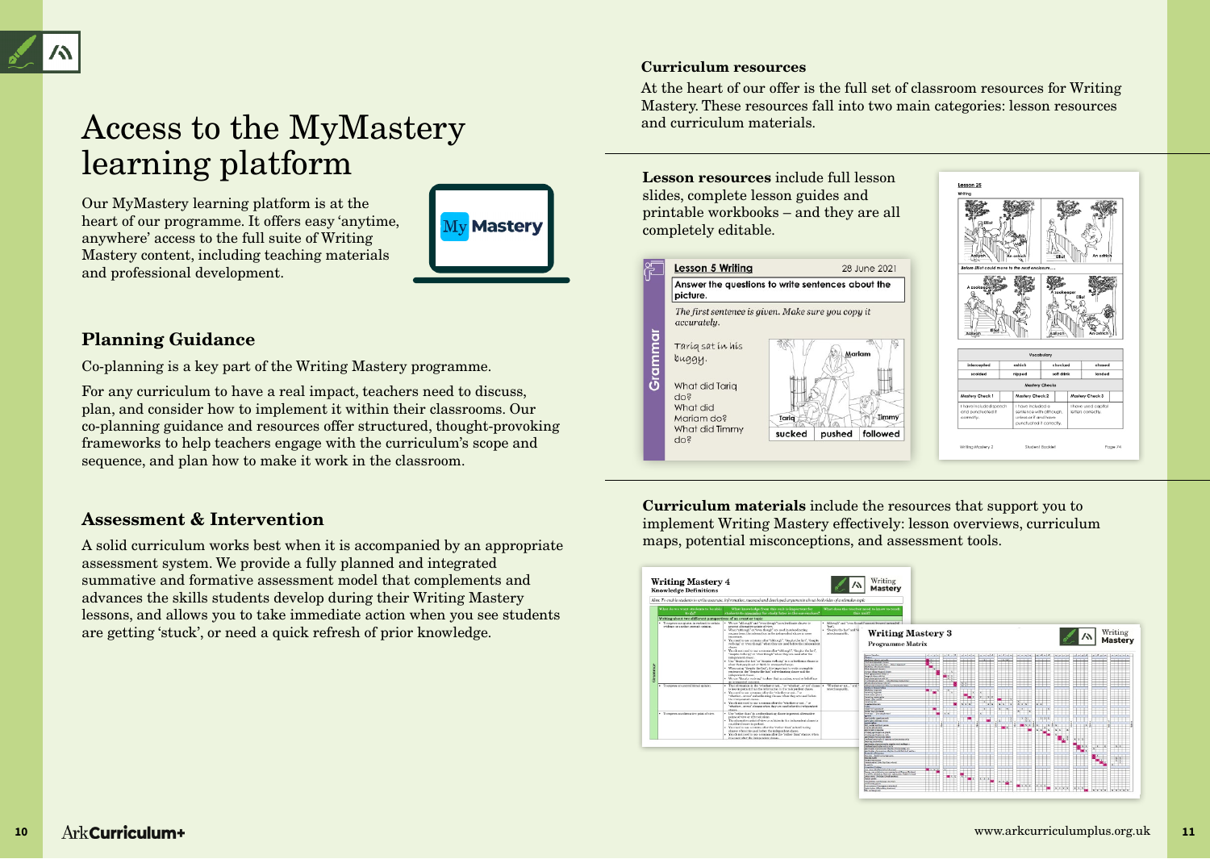# Access to the MyMastery learning platform

Our MyMastery learning platform is at the heart of our programme. It offers easy 'anytime, anywhere' access to the full suite of Writing Mastery content, including teaching materials and professional development.

### Planning Guidance

Co-planning is a key part of the Writing Mastery programme.

For any curriculum to have a real impact, teachers need to discuss, plan, and consider how to implement it within their classrooms. Our co-planning guidance and resources offer structured, thought-provoking frameworks to help teachers engage with the curriculum's scope and sequence, and plan how to make it work in the classroom.

### Assessment & Intervention

A solid curriculum works best when it is accompanied by an appropriate assessment system. We provide a fully planned and integrated summative and formative assessment model that complements and advances the skills students develop during their Writing Mastery lessons, and allows you to take immediate action when you see students are getting 'stuck', or need a quick refresh of prior knowledge.

### Curriculum resources

At the heart of our offer is the full set of classroom resources for Writing Mastery. These resources fall into two main categories: lesson resources and curriculum materials.

**Lesson resources** include full lesson slides, complete lesson guides and printable workbooks – and they are all completely editable.

**Curriculum materials** include the resources that support you to implement Writing Mastery effectively: lesson overviews, curriculum maps, potential misconceptions, and assessment tools.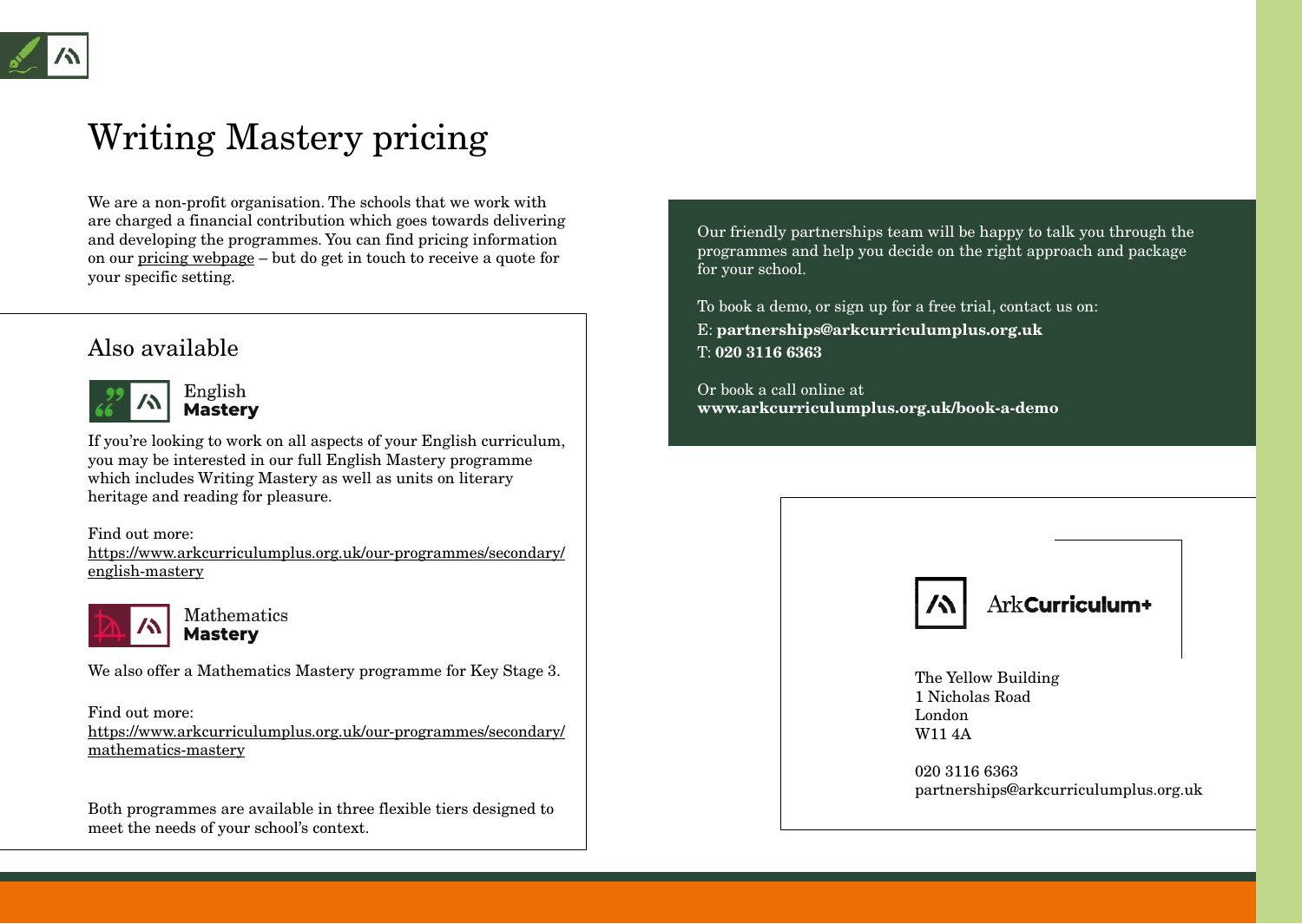# Writing Mastery pricing

We are a non-profit organisation. The schools that we work with are charged a financial contribution which goes towards delivering and developing the programmes. You can find pricing information on our pricing webpage – but do get in touch to receive a quote for your specific setting.

## Also available

English **Mastery**

If you're looking to work on all aspects of your English curriculum, you may be interested in our full English Mastery programme which includes Writing Mastery as well as units on literary heritage and reading for pleasure.

Find out more:
https://www.arkcurriculumplus.org.uk/our-programmes/secondary/english-mastery

Mathematics **Mastery**

We also offer a Mathematics Mastery programme for Key Stage 3.

Find out more:
https://www.arkcurriculumplus.org.uk/our-programmes/secondary/mathematics-mastery

Both programmes are available in three flexible tiers designed to meet the needs of your school's context.

Our friendly partnerships team will be happy to talk you through the programmes and help you decide on the right approach and package for your school.

To book a demo, or sign up for a free trial, contact us on:
E: **partnerships@arkcurriculumplus.org.uk**
T: **020 3116 6363**

Or book a call online at
**www.arkcurriculumplus.org.uk/book-a-demo**

Ark**Curriculum+**

The Yellow Building
1 Nicholas Road
London
W11 4A

020 3116 6363
partnerships@arkcurriculumplus.org.uk